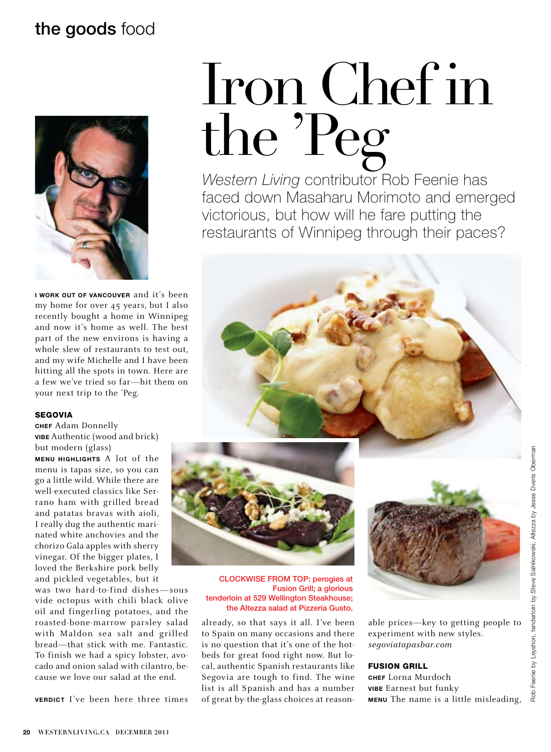the goods food

# Iron Chef in the 'Peg

*Western Living* contributor Rob Feenie has faced down Masaharu Morimoto and emerged victorious, but how will he fare putting the restaurants of Winnipeg through their paces?

**I WORK OUT OF VANCOUVER** and it's been my home for over 45 years, but I also recently bought a home in Winnipeg and now it's home as well. The best part of the new environs is having a whole slew of restaurants to test out, and my wife Michelle and I have been hitting all the spots in town. Here are a few we've tried so far—hit them on your next trip to the 'Peg.

### SEGOVIA

**CHEF** Adam Donnelly

**VIBE** Authentic (wood and brick) but modern (glass)

**MENU HIGHLIGHTS** A lot of the menu is tapas size, so you can go a little wild. While there are well-executed classics like Serrano ham with grilled bread and patatas bravas with aioli, I really dug the authentic marinated white anchovies and the chorizo Gala apples with sherry vinegar. Of the bigger plates, I loved the Berkshire pork belly and pickled vegetables, but it was two hard-to-find dishes—sous vide octopus with chili black olive oil and fingerling potatoes, and the roasted-bone-marrow parsley salad with Maldon sea salt and grilled bread—that stick with me. Fantastic. To finish we had a spicy lobster, avocado and onion salad with cilantro, because we love our salad at the end.

**VERDICT** I've been here three times already, so that says it all. I've been to Spain on many occasions and there is no question that it's one of the hotbeds for great food right now. But local, authentic Spanish restaurants like Segovia are tough to find. The wine list is all Spanish and has a number of great by-the-glass choices at reasonable prices—key to getting people to experiment with new styles. *segoviatapasbar.com*

CLOCKWISE FROM TOP: perogies at Fusion Grill; a glorious tenderloin at 529 Wellington Steakhouse; the Altezza salad at Pizzeria Gusto.

### FUSION GRILL

**CHEF** Lorna Murdoch

**VIBE** Earnest but funky

**MENU** The name is a little misleading,

Rob Feenie by Leyshon, tenderloin by Steve Salnikowski, Altezza by Jesse Dveris Oberman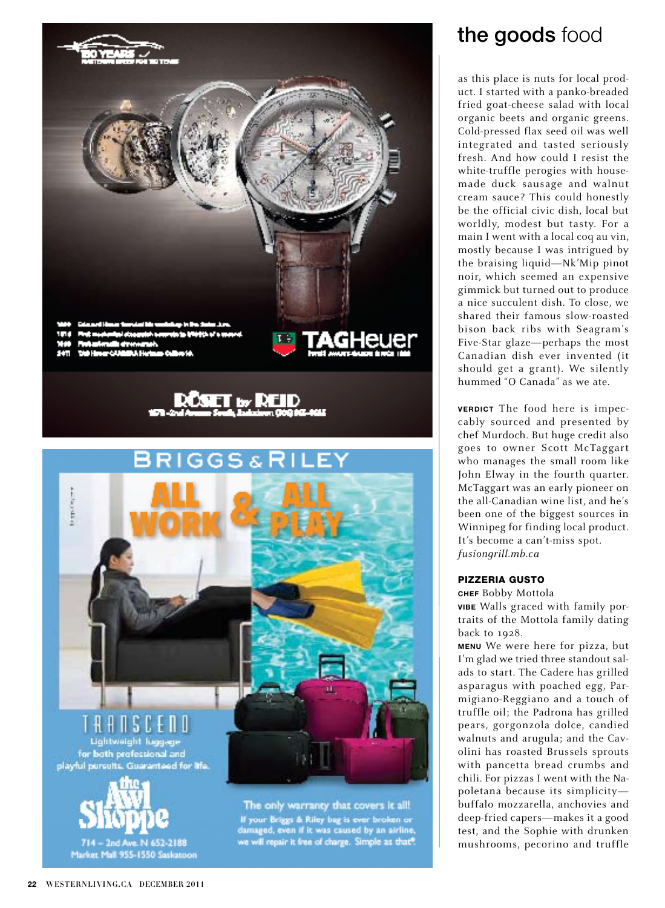## the goods food

as this place is nuts for local product. I started with a panko-breaded fried goat-cheese salad with local organic beets and organic greens. Cold-pressed flax seed oil was well integrated and tasted seriously fresh. And how could I resist the white-truffle perogies with house-made duck sausage and walnut cream sauce? This could honestly be the official civic dish, local but worldly, modest but tasty. For a main I went with a local coq au vin, mostly because I was intrigued by the braising liquid—Nk'Mip pinot noir, which seemed an expensive gimmick but turned out to produce a nice succulent dish. To close, we shared their famous slow-roasted bison back ribs with Seagram's Five-Star glaze—perhaps the most Canadian dish ever invented (it should get a grant). We silently hummed "O Canada" as we ate.

**VERDICT** The food here is impeccably sourced and presented by chef Murdoch. But huge credit also goes to owner Scott McTaggart who manages the small room like John Elway in the fourth quarter. McTaggart was an early pioneer on the all-Canadian wine list, and he's been one of the biggest sources in Winnipeg for finding local product. It's become a can't-miss spot. *fusiongrill.mb.ca*

### PIZZERIA GUSTO

**CHEF** Bobby Mottola

**VIBE** Walls graced with family portraits of the Mottola family dating back to 1928.

**MENU** We were here for pizza, but I'm glad we tried three standout salads to start. The Cadere has grilled asparagus with poached egg, Parmigiano-Reggiano and a touch of truffle oil; the Padrona has grilled pears, gorgonzola dolce, candied walnuts and arugula; and the Cavolini has roasted Brussels sprouts with pancetta bread crumbs and chili. For pizzas I went with the Napoletana because its simplicity—buffalo mozzarella, anchovies and deep-fried capers—makes it a good test, and the Sophie with drunken mushrooms, pecorino and truffle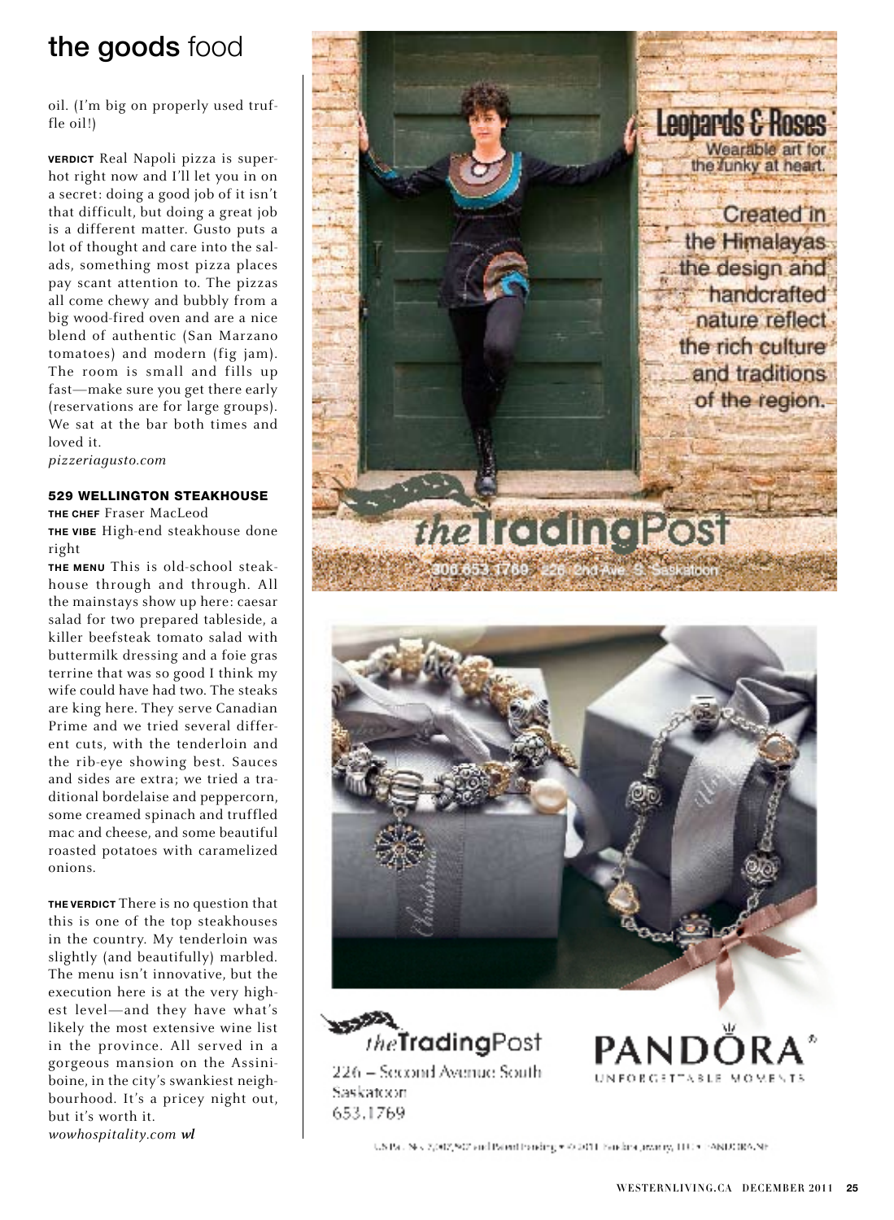## the goods food

oil. (I'm big on properly used truffle oil!)

**VERDICT** Real Napoli pizza is superhot right now and I'll let you in on a secret: doing a good job of it isn't that difficult, but doing a great job is a different matter. Gusto puts a lot of thought and care into the salads, something most pizza places pay scant attention to. The pizzas all come chewy and bubbly from a big wood-fired oven and are a nice blend of authentic (San Marzano tomatoes) and modern (fig jam). The room is small and fills up fast—make sure you get there early (reservations are for large groups). We sat at the bar both times and loved it.
*pizzeriagusto.com*

### 529 WELLINGTON STEAKHOUSE

**THE CHEF** Fraser MacLeod
**THE VIBE** High-end steakhouse done right
**THE MENU** This is old-school steakhouse through and through. All the mainstays show up here: caesar salad for two prepared tableside, a killer beefsteak tomato salad with buttermilk dressing and a foie gras terrine that was so good I think my wife could have had two. The steaks are king here. They serve Canadian Prime and we tried several different cuts, with the tenderloin and the rib-eye showing best. Sauces and sides are extra; we tried a traditional bordelaise and peppercorn, some creamed spinach and truffled mac and cheese, and some beautiful roasted potatoes with caramelized onions.

**THE VERDICT** There is no question that this is one of the top steakhouses in the country. My tenderloin was slightly (and beautifully) marbled. The menu isn't innovative, but the execution here is at the very highest level—and they have what's likely the most extensive wine list in the province. All served in a gorgeous mansion on the Assiniboine, in the city's swankiest neighbourhood. It's a pricey night out, but it's worth it.
*wowhospitality.com* **wl**

Leopards & Roses
Wearable art for the funky at heart.

Created in the Himalayas the design and handcrafted nature reflect the rich culture and traditions of the region.

theTradingPost
306.653.1769 226 2nd Ave. S. Saskatoon

theTradingPost
226 – Second Avenue South
Saskatoon
653.1769

PANDORA®
UNFORGETTABLE MOMENTS